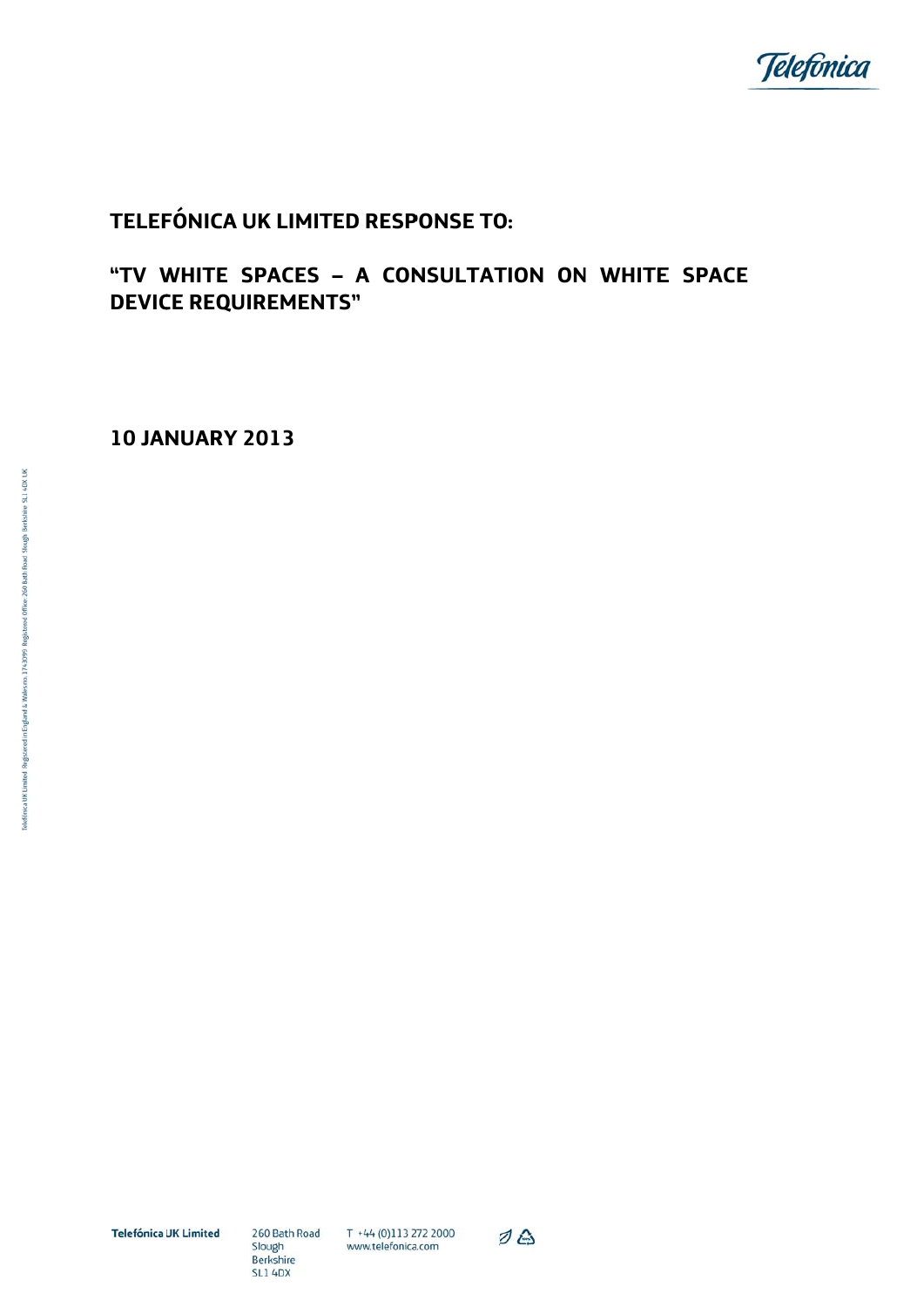# TELEFÓNICA UK LIMITED RESPONSE TO:

## "TV WHITE SPACES – A CONSULTATION ON WHITE SPACE DEVICE REQUIREMENTS"

**10 JANUARY 2013**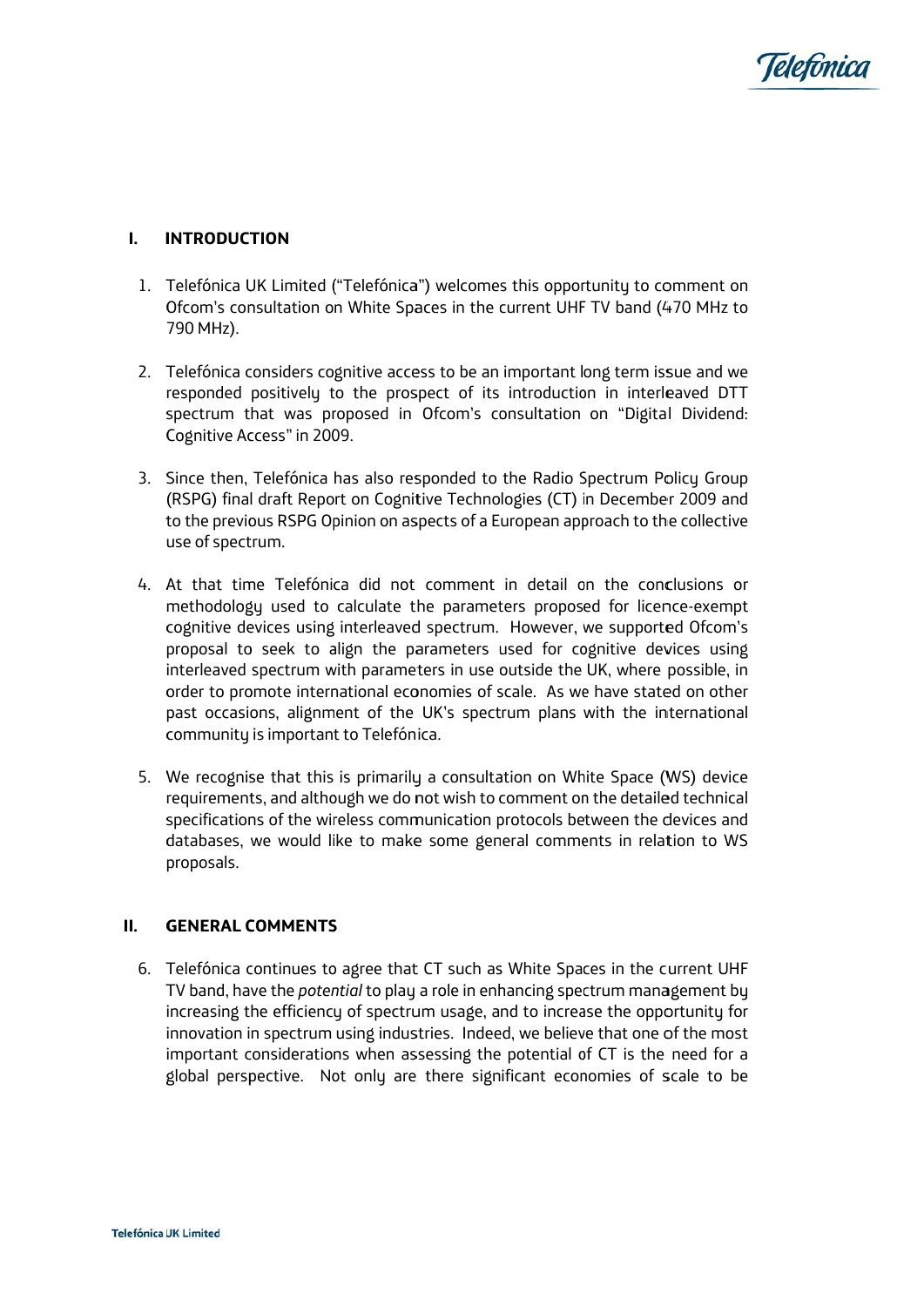## I. INTRODUCTION

1. Telefónica UK Limited ("Telefónica") welcomes this opportunity to comment on Ofcom's consultation on White Spaces in the current UHF TV band (470 MHz to 790 MHz).

2. Telefónica considers cognitive access to be an important long term issue and we responded positively to the prospect of its introduction in interleaved DTT spectrum that was proposed in Ofcom's consultation on "Digital Dividend: Cognitive Access" in 2009.

3. Since then, Telefónica has also responded to the Radio Spectrum Policy Group (RSPG) final draft Report on Cognitive Technologies (CT) in December 2009 and to the previous RSPG Opinion on aspects of a European approach to the collective use of spectrum.

4. At that time Telefónica did not comment in detail on the conclusions or methodology used to calculate the parameters proposed for licence-exempt cognitive devices using interleaved spectrum. However, we supported Ofcom's proposal to seek to align the parameters used for cognitive devices using interleaved spectrum with parameters in use outside the UK, where possible, in order to promote international economies of scale. As we have stated on other past occasions, alignment of the UK's spectrum plans with the international community is important to Telefónica.

5. We recognise that this is primarily a consultation on White Space (WS) device requirements, and although we do not wish to comment on the detailed technical specifications of the wireless communication protocols between the devices and databases, we would like to make some general comments in relation to WS proposals.

## II. GENERAL COMMENTS

6. Telefónica continues to agree that CT such as White Spaces in the current UHF TV band, have the *potential* to play a role in enhancing spectrum management by increasing the efficiency of spectrum usage, and to increase the opportunity for innovation in spectrum using industries. Indeed, we believe that one of the most important considerations when assessing the potential of CT is the need for a global perspective. Not only are there significant economies of scale to be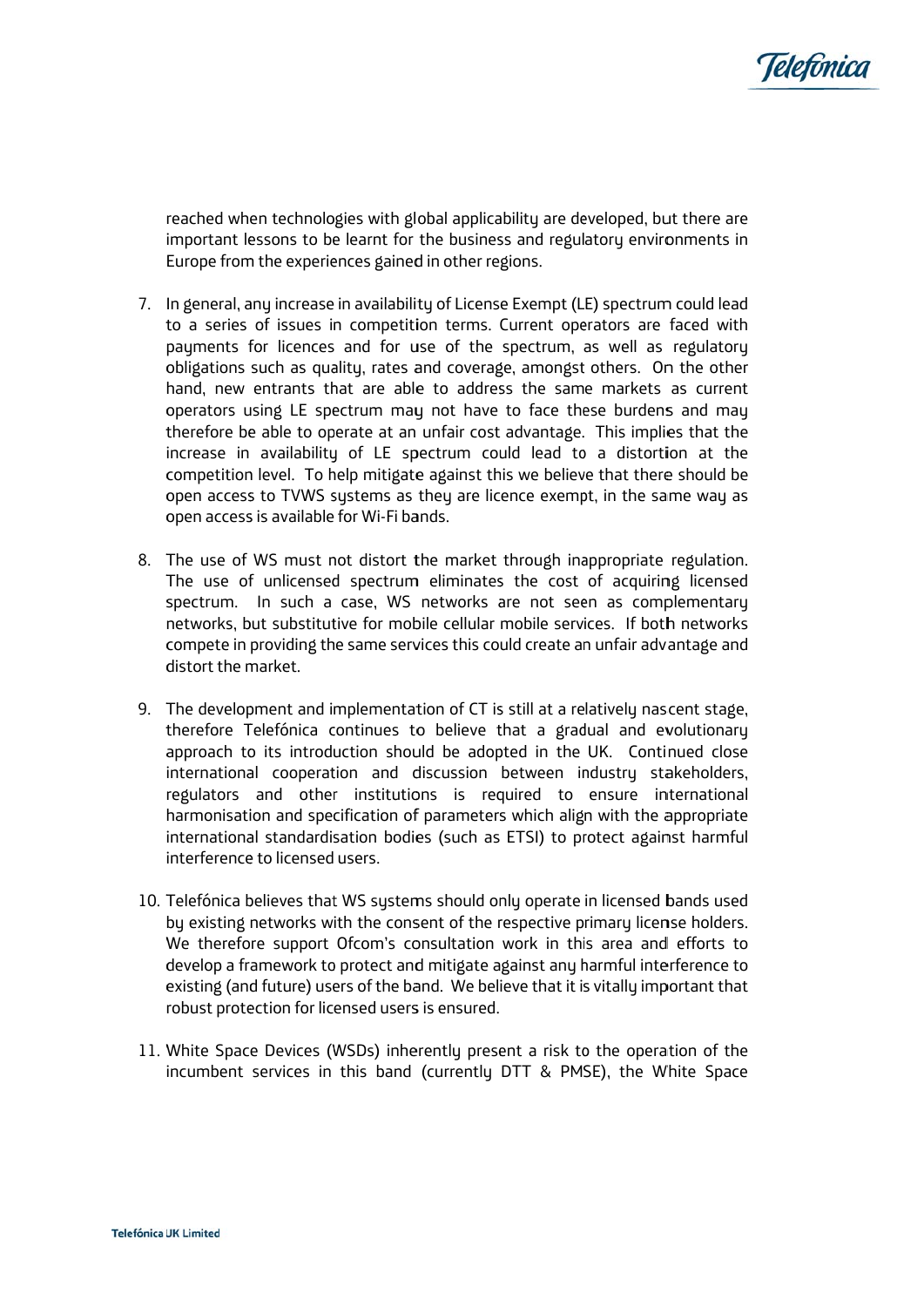reached when technologies with global applicability are developed, but there are important lessons to be learnt for the business and regulatory environments in Europe from the experiences gained in other regions.

7. In general, any increase in availability of License Exempt (LE) spectrum could lead to a series of issues in competition terms. Current operators are faced with payments for licences and for use of the spectrum, as well as regulatory obligations such as quality, rates and coverage, amongst others. On the other hand, new entrants that are able to address the same markets as current operators using LE spectrum may not have to face these burdens and may therefore be able to operate at an unfair cost advantage. This implies that the increase in availability of LE spectrum could lead to a distortion at the competition level. To help mitigate against this we believe that there should be open access to TVWS systems as they are licence exempt, in the same way as open access is available for Wi-Fi bands.

8. The use of WS must not distort the market through inappropriate regulation. The use of unlicensed spectrum eliminates the cost of acquiring licensed spectrum. In such a case, WS networks are not seen as complementary networks, but substitutive for mobile cellular mobile services. If both networks compete in providing the same services this could create an unfair advantage and distort the market.

9. The development and implementation of CT is still at a relatively nascent stage, therefore Telefónica continues to believe that a gradual and evolutionary approach to its introduction should be adopted in the UK. Continued close international cooperation and discussion between industry stakeholders, regulators and other institutions is required to ensure international harmonisation and specification of parameters which align with the appropriate international standardisation bodies (such as ETSI) to protect against harmful interference to licensed users.

10. Telefónica believes that WS systems should only operate in licensed bands used by existing networks with the consent of the respective primary license holders. We therefore support Ofcom's consultation work in this area and efforts to develop a framework to protect and mitigate against any harmful interference to existing (and future) users of the band. We believe that it is vitally important that robust protection for licensed users is ensured.

11. White Space Devices (WSDs) inherently present a risk to the operation of the incumbent services in this band (currently DTT & PMSE), the White Space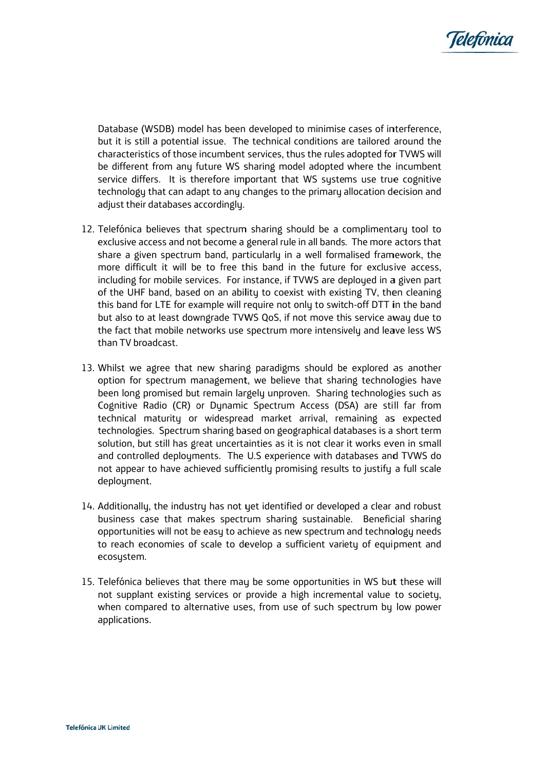Database (WSDB) model has been developed to minimise cases of interference, but it is still a potential issue. The technical conditions are tailored around the characteristics of those incumbent services, thus the rules adopted for TVWS will be different from any future WS sharing model adopted where the incumbent service differs. It is therefore important that WS systems use true cognitive technology that can adapt to any changes to the primary allocation decision and adjust their databases accordingly.

12. Telefónica believes that spectrum sharing should be a complimentary tool to exclusive access and not become a general rule in all bands. The more actors that share a given spectrum band, particularly in a well formalised framework, the more difficult it will be to free this band in the future for exclusive access, including for mobile services. For instance, if TVWS are deployed in a given part of the UHF band, based on an ability to coexist with existing TV, then cleaning this band for LTE for example will require not only to switch-off DTT in the band but also to at least downgrade TVWS QoS, if not move this service away due to the fact that mobile networks use spectrum more intensively and leave less WS than TV broadcast.

13. Whilst we agree that new sharing paradigms should be explored as another option for spectrum management, we believe that sharing technologies have been long promised but remain largely unproven. Sharing technologies such as Cognitive Radio (CR) or Dynamic Spectrum Access (DSA) are still far from technical maturity or widespread market arrival, remaining as expected technologies. Spectrum sharing based on geographical databases is a short term solution, but still has great uncertainties as it is not clear it works even in small and controlled deployments. The U.S experience with databases and TVWS do not appear to have achieved sufficiently promising results to justify a full scale deployment.

14. Additionally, the industry has not yet identified or developed a clear and robust business case that makes spectrum sharing sustainable. Beneficial sharing opportunities will not be easy to achieve as new spectrum and technology needs to reach economies of scale to develop a sufficient variety of equipment and ecosystem.

15. Telefónica believes that there may be some opportunities in WS but these will not supplant existing services or provide a high incremental value to society, when compared to alternative uses, from use of such spectrum by low power applications.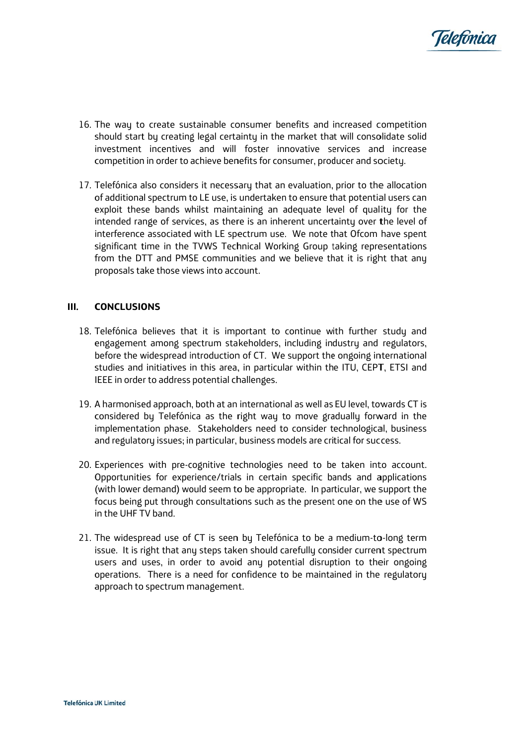16. The way to create sustainable consumer benefits and increased competition should start by creating legal certainty in the market that will consolidate solid investment incentives and will foster innovative services and increase competition in order to achieve benefits for consumer, producer and society.

17. Telefónica also considers it necessary that an evaluation, prior to the allocation of additional spectrum to LE use, is undertaken to ensure that potential users can exploit these bands whilst maintaining an adequate level of quality for the intended range of services, as there is an inherent uncertainty over the level of interference associated with LE spectrum use. We note that Ofcom have spent significant time in the TVWS Technical Working Group taking representations from the DTT and PMSE communities and we believe that it is right that any proposals take those views into account.

## III. CONCLUSIONS

18. Telefónica believes that it is important to continue with further study and engagement among spectrum stakeholders, including industry and regulators, before the widespread introduction of CT. We support the ongoing international studies and initiatives in this area, in particular within the ITU, CEPT, ETSI and IEEE in order to address potential challenges.

19. A harmonised approach, both at an international as well as EU level, towards CT is considered by Telefónica as the right way to move gradually forward in the implementation phase. Stakeholders need to consider technological, business and regulatory issues; in particular, business models are critical for success.

20. Experiences with pre-cognitive technologies need to be taken into account. Opportunities for experience/trials in certain specific bands and applications (with lower demand) would seem to be appropriate. In particular, we support the focus being put through consultations such as the present one on the use of WS in the UHF TV band.

21. The widespread use of CT is seen by Telefónica to be a medium-to-long term issue. It is right that any steps taken should carefully consider current spectrum users and uses, in order to avoid any potential disruption to their ongoing operations. There is a need for confidence to be maintained in the regulatory approach to spectrum management.